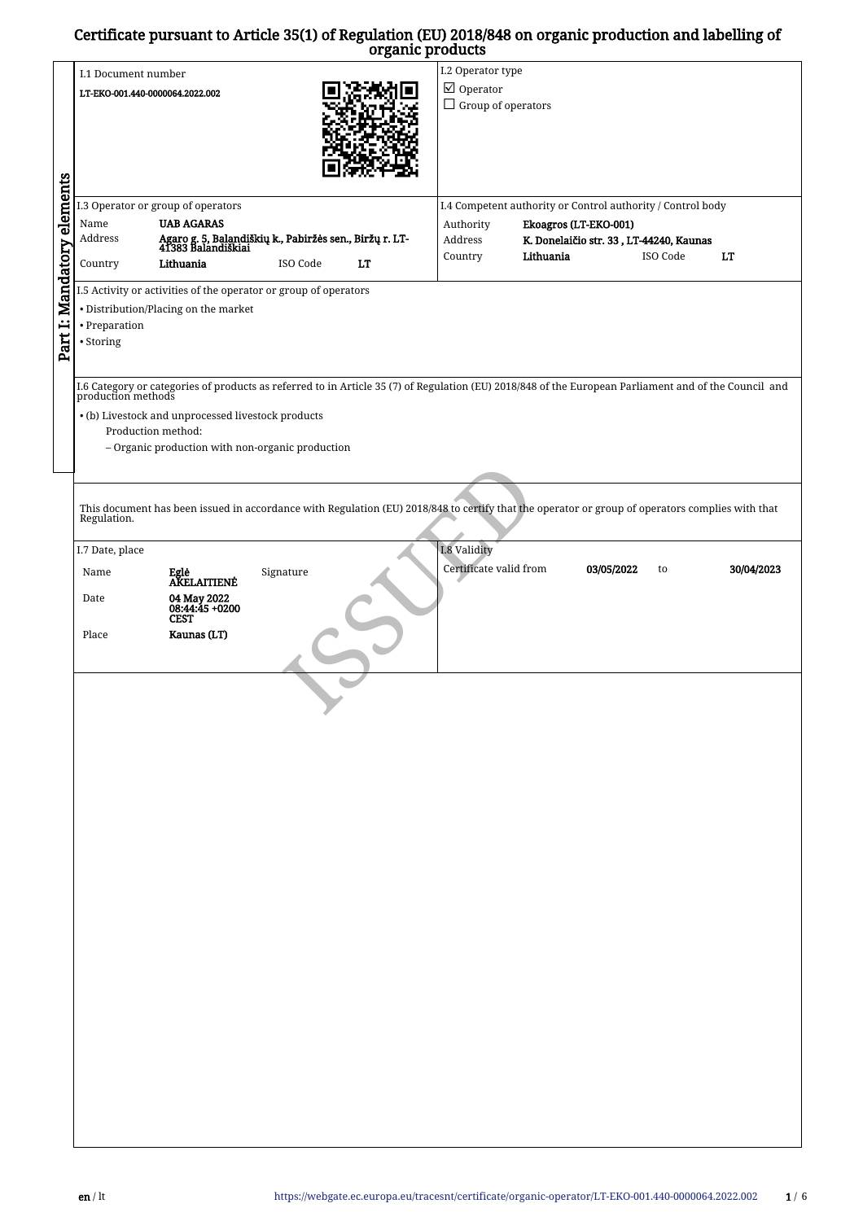# Certificate pursuant to Article 35(1) of Regulation (EU) 2018/848 on organic production and labelling of organic products

## Part I: Mandatory elements

**I.1 Document number**

LT-EKO-001.440-0000064.2022.002

**I.2 Operator type**

☑ Operator

☐ Group of operators

**I.3 Operator or group of operators**

| | |
|---|---|
| Name | UAB AGARAS |
| Address | Agaro g. 5, Balandiškių k., Pabiržės sen., Biržų r. LT-41383 Balandiškiai |
| Country | Lithuania |
| ISO Code | LT |

**I.4 Competent authority or Control authority / Control body**

| | |
|---|---|
| Authority | Ekoagros (LT-EKO-001) |
| Address | K. Donelaičio str. 33 , LT-44240, Kaunas |
| Country | Lithuania |
| ISO Code | LT |

**I.5 Activity or activities of the operator or group of operators**

- Distribution/Placing on the market
- Preparation
- Storing

**I.6 Category or categories of products as referred to in Article 35 (7) of Regulation (EU) 2018/848 of the European Parliament and of the Council and production methods**

- (b) Livestock and unprocessed livestock products
  - Production method:
    - – Organic production with non-organic production

This document has been issued in accordance with Regulation (EU) 2018/848 to certify that the operator or group of operators complies with that Regulation.

**I.7 Date, place**

| | |
|---|---|
| Name | Eglė AKELAITIENĖ |
| Signature | |
| Date | 04 May 2022 08:44:45 +0200 CEST |
| Place | Kaunas (LT) |

**I.8 Validity**

Certificate valid from 03/05/2022 to 30/04/2023

ISSUED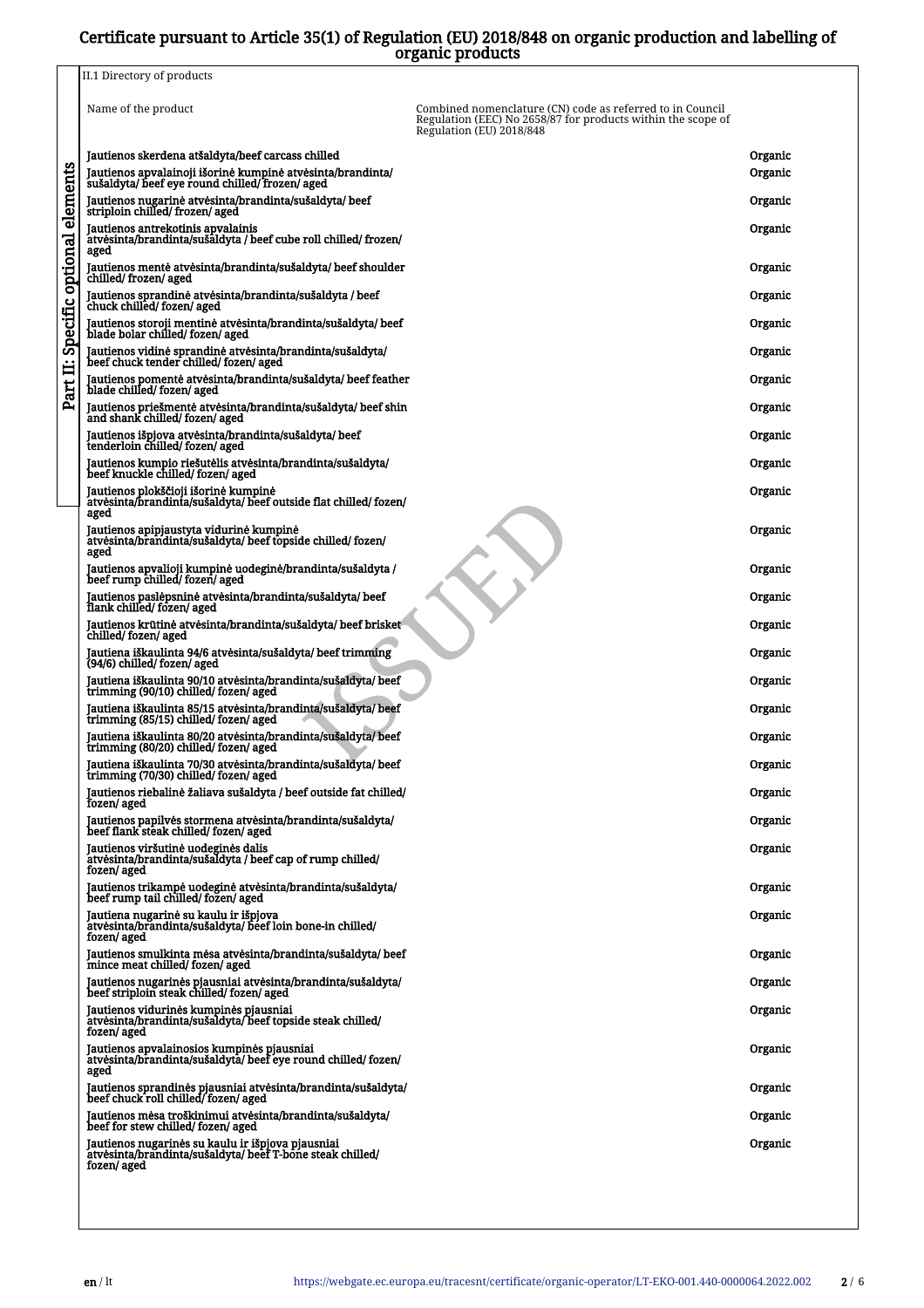# Certificate pursuant to Article 35(1) of Regulation (EU) 2018/848 on organic production and labelling of organic products

Part II: Specific optional elements

II.1 Directory of products

| Name of the product | Combined nomenclature (CN) code as referred to in Council Regulation (EEC) No 2658/87 for products within the scope of Regulation (EU) 2018/848 | |
|---|---|---|
| Jautienos skerdena atšaldyta/beef carcass chilled | | Organic |
| Jautienos apvalainoji išorinė kumpinė atvėsinta/brandinta/ sušaldyta/ beef eye round chilled/ frozen/ aged | | Organic |
| Jautienos nugarinė atvėsinta/brandinta/sušaldyta/ beef striploin chilled/ frozen/ aged | | Organic |
| Jautienos antrekotinis apvalainis atvėsinta/brandinta/sušaldyta / beef cube roll chilled/ frozen/ aged | | Organic |
| Jautienos mentė atvėsinta/brandinta/sušaldyta/ beef shoulder chilled/ frozen/ aged | | Organic |
| Jautienos sprandinė atvėsinta/brandinta/sušaldyta / beef chuck chilled/ fozen/ aged | | Organic |
| Jautienos storoji mentinė atvėsinta/brandinta/sušaldyta/ beef blade bolar chilled/ fozen/ aged | | Organic |
| Jautienos vidinė sprandinė atvėsinta/brandinta/sušaldyta/ beef chuck tender chilled/ fozen/ aged | | Organic |
| Jautienos pomentė atvėsinta/brandinta/sušaldyta/ beef feather blade chilled/ fozen/ aged | | Organic |
| Jautienos priešmentė atvėsinta/brandinta/sušaldyta/ beef shin and shank chilled/ fozen/ aged | | Organic |
| Jautienos išpjova atvėsinta/brandinta/sušaldyta/ beef tenderloin chilled/ fozen/ aged | | Organic |
| Jautienos kumpio riešutėlis atvėsinta/brandinta/sušaldyta/ beef knuckle chilled/ fozen/ aged | | Organic |
| Jautienos plokščioji išorinė kumpinė atvėsinta/brandinta/sušaldyta/ beef outside flat chilled/ fozen/ aged | | Organic |
| Jautienos apipjaustyta vidurinė kumpinė atvėsinta/brandinta/sušaldyta/ beef topside chilled/ fozen/ aged | | Organic |
| Jautienos apvalioji kumpinė uodeginė/brandinta/sušaldyta / beef rump chilled/ fozen/ aged | | Organic |
| Jautienos paslėpsninė atvėsinta/brandinta/sušaldyta/ beef flank chilled/ fozen/ aged | | Organic |
| Jautienos krūtinė atvėsinta/brandinta/sušaldyta/ beef brisket chilled/ fozen/ aged | | Organic |
| Jautiena iškaulinta 94/6 atvėsinta/sušaldyta/ beef trimming (94/6) chilled/ fozen/ aged | | Organic |
| Jautiena iškaulinta 90/10 atvėsinta/brandinta/sušaldyta/ beef trimming (90/10) chilled/ fozen/ aged | | Organic |
| Jautiena iškaulinta 85/15 atvėsinta/brandinta/sušaldyta/ beef trimming (85/15) chilled/ fozen/ aged | | Organic |
| Jautiena iškaulinta 80/20 atvėsinta/brandinta/sušaldyta/ beef trimming (80/20) chilled/ fozen/ aged | | Organic |
| Jautiena iškaulinta 70/30 atvėsinta/brandinta/sušaldyta/ beef trimming (70/30) chilled/ fozen/ aged | | Organic |
| Jautienos riebalinė žaliava sušaldyta / beef outside fat chilled/ fozen/ aged | | Organic |
| Jautienos papilvės stormena atvėsinta/brandinta/sušaldyta/ beef flank steak chilled/ fozen/ aged | | Organic |
| Jautienos viršutinė uodeginės dalis atvėsinta/brandinta/sušaldyta / beef cap of rump chilled/ fozen/ aged | | Organic |
| Jautienos trikampė uodeginė atvėsinta/brandinta/sušaldyta/ beef rump tail chilled/ fozen/ aged | | Organic |
| Jautiena nugarinė su kaulu ir išpjova atvėsinta/brandinta/sušaldyta/ beef loin bone-in chilled/ fozen/ aged | | Organic |
| Jautienos smulkinta mėsa atvėsinta/brandinta/sušaldyta/ beef mince meat chilled/ fozen/ aged | | Organic |
| Jautienos nugarinės pjausniai atvėsinta/brandinta/sušaldyta/ beef striploin steak chilled/ fozen/ aged | | Organic |
| Jautienos vidurinės kumpinės pjausniai atvėsinta/brandinta/sušaldyta/ beef topside steak chilled/ fozen/ aged | | Organic |
| Jautienos apvalainosios kumpinės pjausniai atvėsinta/brandinta/sušaldyta/ beef eye round chilled/ fozen/ aged | | Organic |
| Jautienos sprandinės pjausniai atvėsinta/brandinta/sušaldyta/ beef chuck roll chilled/ fozen/ aged | | Organic |
| Jautienos mėsa troškinimui atvėsinta/brandinta/sušaldyta/ beef for stew chilled/ fozen/ aged | | Organic |
| Jautienos nugarinės su kaulu ir išpjova pjausniai atvėsinta/brandinta/sušaldyta/ beef T-bone steak chilled/ fozen/ aged | | Organic |

ISSUED

en / lt https://webgate.ec.europa.eu/tracesnt/certificate/organic-operator/LT-EKO-001.440-0000064.2022.002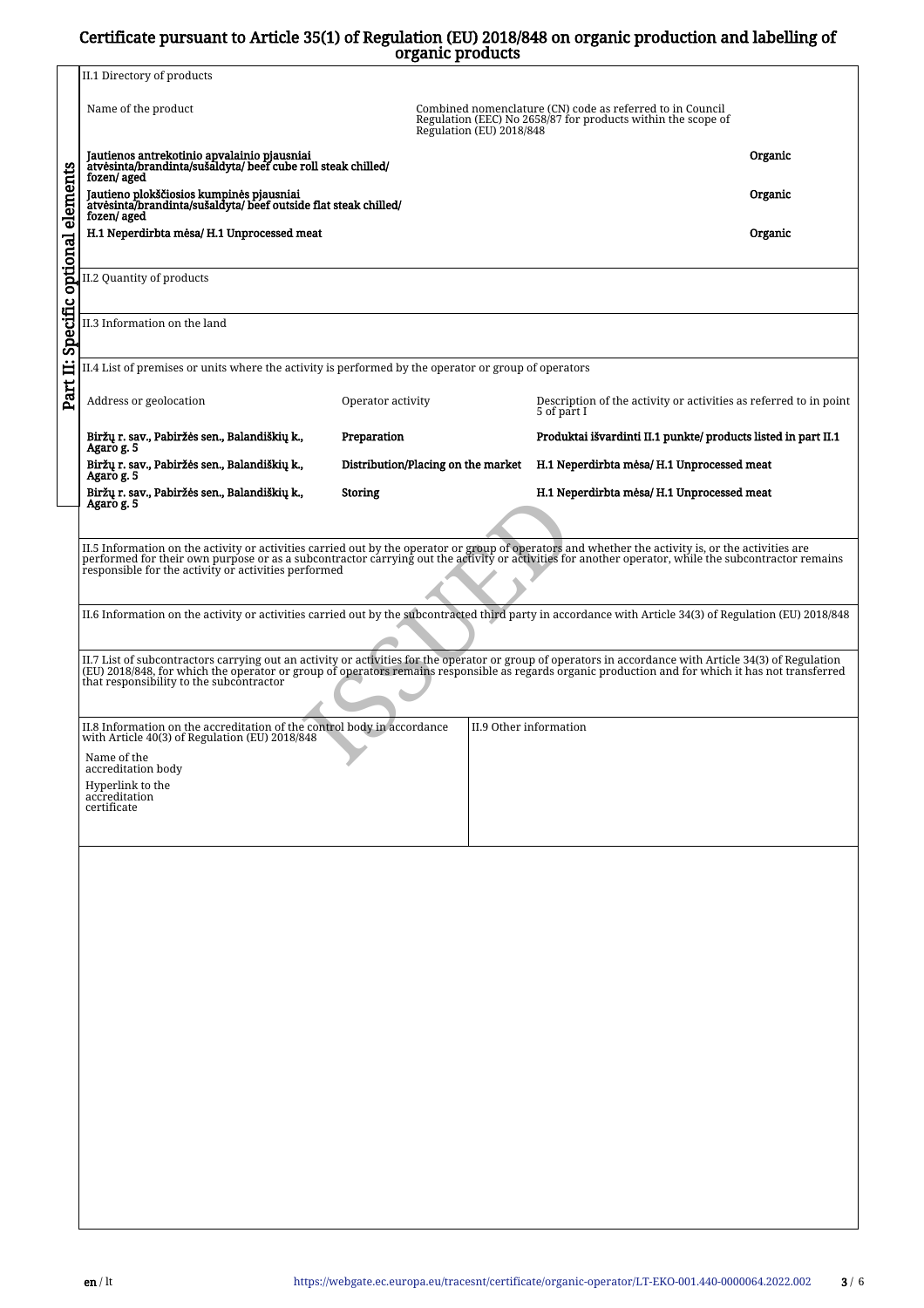# Certificate pursuant to Article 35(1) of Regulation (EU) 2018/848 on organic production and labelling of organic products

## Part II: Specific optional elements

### II.1 Directory of products

| Name of the product | Combined nomenclature (CN) code as referred to in Council Regulation (EEC) No 2658/87 for products within the scope of Regulation (EU) 2018/848 | |
|---|---|---|
| Jautienos antrekotinio apvalainio pjausniai atvėsinta/brandinta/sušaldyta/ beef cube roll steak chilled/ fozen/ aged | | Organic |
| Jautieno plokščiosios kumpinės pjausniai atvėsinta/brandinta/sušaldyta/ beef outside flat steak chilled/ fozen/ aged | | Organic |
| H.1 Neperdirbta mėsa/ H.1 Unprocessed meat | | Organic |

### II.2 Quantity of products

### II.3 Information on the land

### II.4 List of premises or units where the activity is performed by the operator or group of operators

| Address or geolocation | Operator activity | Description of the activity or activities as referred to in point 5 of part I |
|---|---|---|
| Biržų r. sav., Pabiržės sen., Balandiškių k., Agaro g. 5 | Preparation | Produktai išvardinti II.1 punkte/ products listed in part II.1 |
| Biržų r. sav., Pabiržės sen., Balandiškių k., Agaro g. 5 | Distribution/Placing on the market | H.1 Neperdirbta mėsa/ H.1 Unprocessed meat |
| Biržų r. sav., Pabiržės sen., Balandiškių k., Agaro g. 5 | Storing | H.1 Neperdirbta mėsa/ H.1 Unprocessed meat |

### II.5 Information on the activity or activities carried out by the operator or group of operators and whether the activity is, or the activities are performed for their own purpose or as a subcontractor carrying out the activity or activities for another operator, while the subcontractor remains responsible for the activity or activities performed

### II.6 Information on the activity or activities carried out by the subcontracted third party in accordance with Article 34(3) of Regulation (EU) 2018/848

### II.7 List of subcontractors carrying out an activity or activities for the operator or group of operators in accordance with Article 34(3) of Regulation (EU) 2018/848, for which the operator or group of operators remains responsible as regards organic production and for which it has not transferred that responsibility to the subcontractor

### II.8 Information on the accreditation of the control body in accordance with Article 40(3) of Regulation (EU) 2018/848

Name of the accreditation body

Hyperlink to the accreditation certificate

### II.9 Other information

ISSUED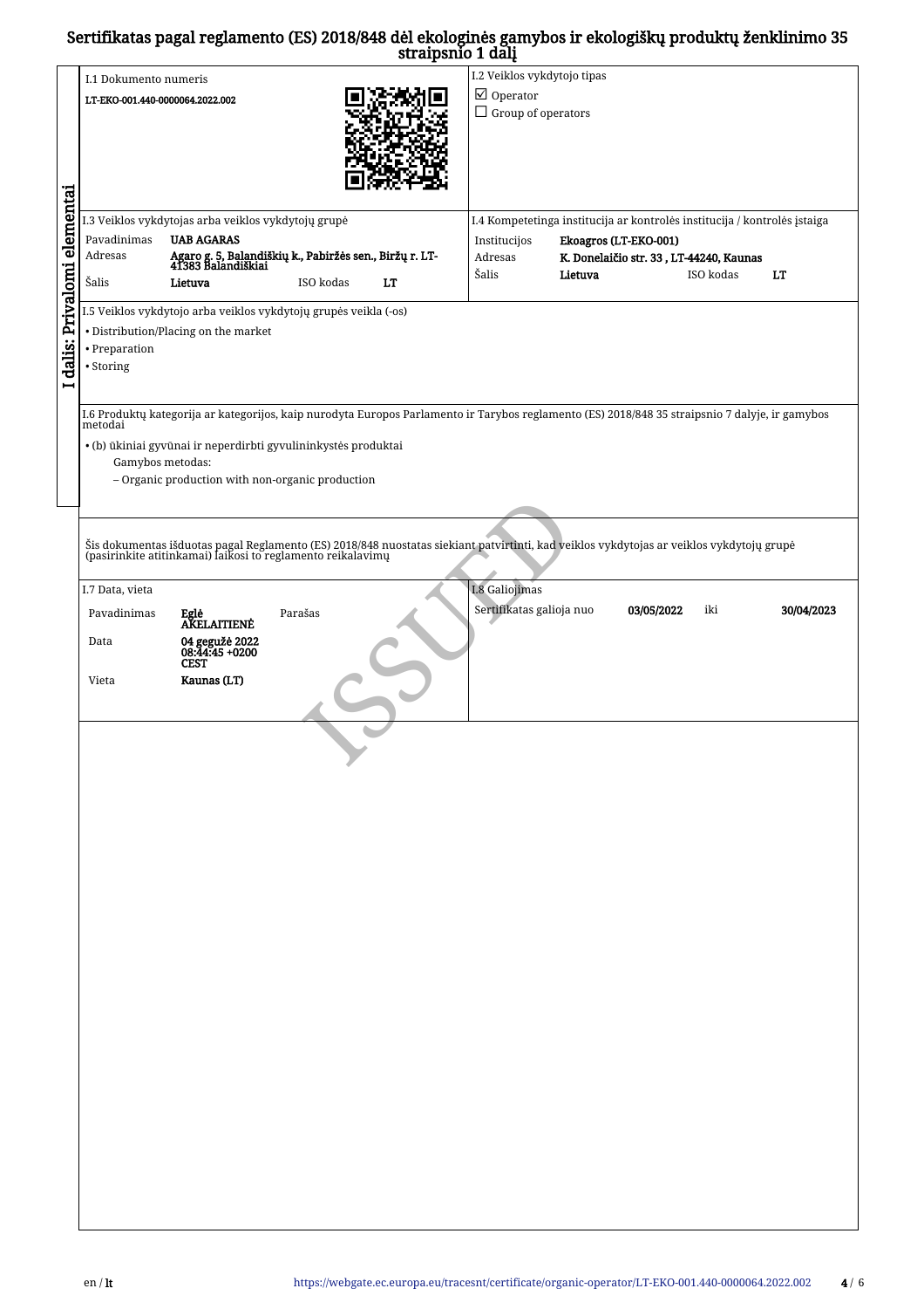# Sertifikatas pagal reglamento (ES) 2018/848 dėl ekologinės gamybos ir ekologiškų produktų ženklinimo 35 straipsnio 1 dalį

**I dalis: Privalomi elementai**

**I.1 Dokumento numeris**

LT-EKO-001.440-0000064.2022.002

**I.2 Veiklos vykdytojo tipas**

- ☑ Operator
- ☐ Group of operators

**I.3 Veiklos vykdytojas arba veiklos vykdytojų grupė**

| | | | |
|---|---|---|---|
| Pavadinimas | UAB AGARAS | | |
| Adresas | Agaro g. 5, Balandiškių k., Pabiržės sen., Biržų r. LT-41383 Balandiškiai | | |
| Šalis | Lietuva | ISO kodas | LT |

**I.4 Kompetetinga institucija ar kontrolės institucija / kontrolės įstaiga**

| | | | |
|---|---|---|---|
| Institucijos | Ekoagros (LT-EKO-001) | | |
| Adresas | K. Donelaičio str. 33 , LT-44240, Kaunas | | |
| Šalis | Lietuva | ISO kodas | LT |

**I.5 Veiklos vykdytojo arba veiklos vykdytojų grupės veikla (-os)**

- Distribution/Placing on the market
- Preparation
- Storing

**I.6 Produktų kategorija ar kategorijos, kaip nurodyta Europos Parlamento ir Tarybos reglamento (ES) 2018/848 35 straipsnio 7 dalyje, ir gamybos metodai**

- (b) ūkiniai gyvūnai ir neperdirbti gyvulininkystės produktai
  - Gamybos metodas:
    - – Organic production with non-organic production

Šis dokumentas išduotas pagal Reglamento (ES) 2018/848 nuostatas siekiant patvirtinti, kad veiklos vykdytojas ar veiklos vykdytojų grupė (pasirinkite atitinkamai) laikosi to reglamento reikalavimų

**I.7 Data, vieta**

| | | | |
|---|---|---|---|
| Pavadinimas | Eglė AKELAITIENĖ | Parašas | |
| Data | 04 gegužė 2022 08:44:45 +0200 CEST | | |
| Vieta | Kaunas (LT) | | |

**I.8 Galiojimas**

Sertifikatas galioja nuo **03/05/2022** iki **30/04/2023**

ISSUED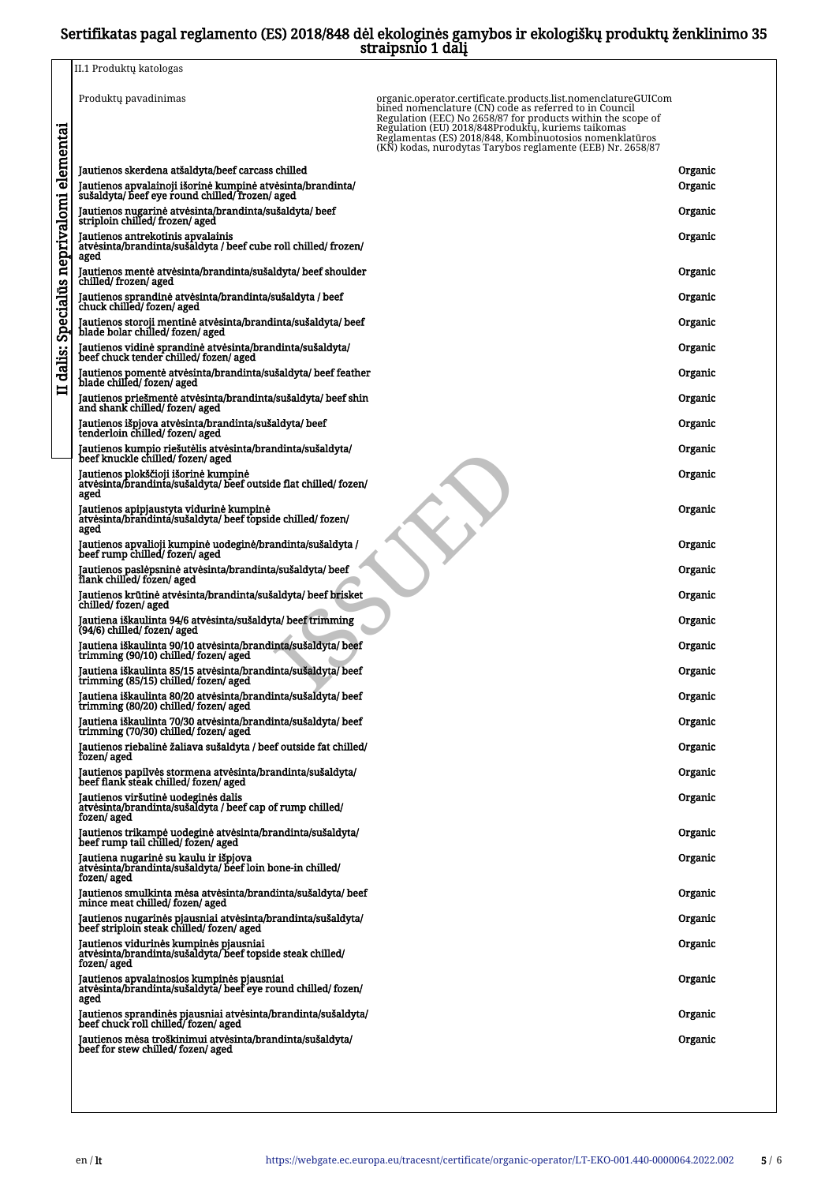# Sertifikatas pagal reglamento (ES) 2018/848 dėl ekologinės gamybos ir ekologiškų produktų ženklinimo 35 straipsnio 1 dalį

II dalis: Specialūs neprivalomi elementai

II.1 Produktų katologas

| Produktų pavadinimas | organic.operator.certificate.products.list.nomenclatureGUICombined nomenclature (CN) code as referred to in Council Regulation (EEC) No 2658/87 for products within the scope of Regulation (EU) 2018/848Produktų, kuriems taikomas Reglamentas (ES) 2018/848, Kombinuotosios nomenklatūros (KN) kodas, nurodytas Tarybos reglamente (EEB) Nr. 2658/87 | |
|---|---|---|
| Jautienos skerdena atšaldyta/beef carcass chilled | | Organic |
| Jautienos apvalainoji išorinė kumpinė atvėsinta/brandinta/sušaldyta/ beef eye round chilled/ frozen/ aged | | Organic |
| Jautienos nugarinė atvėsinta/brandinta/sušaldyta/ beef striploin chilled/ frozen/ aged | | Organic |
| Jautienos antrekotinis apvalainis atvėsinta/brandinta/sušaldyta / beef cube roll chilled/ frozen/ aged | | Organic |
| Jautienos mentė atvėsinta/brandinta/sušaldyta/ beef shoulder chilled/ frozen/ aged | | Organic |
| Jautienos sprandinė atvėsinta/brandinta/sušaldyta / beef chuck chilled/ fozen/ aged | | Organic |
| Jautienos storoji mentinė atvėsinta/brandinta/sušaldyta/ beef blade bolar chilled/ fozen/ aged | | Organic |
| Jautienos vidinė sprandinė atvėsinta/brandinta/sušaldyta/ beef chuck tender chilled/ fozen/ aged | | Organic |
| Jautienos pomentė atvėsinta/brandinta/sušaldyta/ beef feather blade chilled/ fozen/ aged | | Organic |
| Jautienos priešmentė atvėsinta/brandinta/sušaldyta/ beef shin and shank chilled/ fozen/ aged | | Organic |
| Jautienos išpjova atvėsinta/brandinta/sušaldyta/ beef tenderloin chilled/ fozen/ aged | | Organic |
| Jautienos kumpio riešutėlis atvėsinta/brandinta/sušaldyta/ beef knuckle chilled/ fozen/ aged | | Organic |
| Jautienos plokščioji išorinė kumpinė atvėsinta/brandinta/sušaldyta/ beef outside flat chilled/ fozen/ aged | | Organic |
| Jautienos apipjaustyta vidurinė kumpinė atvėsinta/brandinta/sušaldyta/ beef topside chilled/ fozen/ aged | | Organic |
| Jautienos apvalioji kumpinė uodeginė/brandinta/sušaldyta / beef rump chilled/ fozen/ aged | | Organic |
| Jautienos paslėpsninė atvėsinta/brandinta/sušaldyta/ beef flank chilled/ fozen/ aged | | Organic |
| Jautienos krūtinė atvėsinta/brandinta/sušaldyta/ beef brisket chilled/ fozen/ aged | | Organic |
| Jautiena iškaulinta 94/6 atvėsinta/sušaldyta/ beef trimming (94/6) chilled/ fozen/ aged | | Organic |
| Jautiena iškaulinta 90/10 atvėsinta/brandinta/sušaldyta/ beef trimming (90/10) chilled/ fozen/ aged | | Organic |
| Jautiena iškaulinta 85/15 atvėsinta/brandinta/sušaldyta/ beef trimming (85/15) chilled/ fozen/ aged | | Organic |
| Jautiena iškaulinta 80/20 atvėsinta/brandinta/sušaldyta/ beef trimming (80/20) chilled/ fozen/ aged | | Organic |
| Jautiena iškaulinta 70/30 atvėsinta/brandinta/sušaldyta/ beef trimming (70/30) chilled/ fozen/ aged | | Organic |
| Jautienos riebalinė žaliava sušaldyta / beef outside fat chilled/ fozen/ aged | | Organic |
| Jautienos papilvės stormena atvėsinta/brandinta/sušaldyta/ beef flank steak chilled/ fozen/ aged | | Organic |
| Jautienos viršutinė uodeginės dalis atvėsinta/brandinta/sušaldyta / beef cap of rump chilled/ fozen/ aged | | Organic |
| Jautienos trikampė uodeginė atvėsinta/brandinta/sušaldyta/ beef rump tail chilled/ fozen/ aged | | Organic |
| Jautiena nugarinė su kaulu ir išpjova atvėsinta/brandinta/sušaldyta/ beef loin bone-in chilled/ fozen/ aged | | Organic |
| Jautienos smulkinta mėsa atvėsinta/brandinta/sušaldyta/ beef mince meat chilled/ fozen/ aged | | Organic |
| Jautienos nugarinės pjausniai atvėsinta/brandinta/sušaldyta/ beef striploin steak chilled/ fozen/ aged | | Organic |
| Jautienos vidurinės kumpinės pjausniai atvėsinta/brandinta/sušaldyta/ beef topside steak chilled/ fozen/ aged | | Organic |
| Jautienos apvalainosios kumpinės pjausniai atvėsinta/brandinta/sušaldyta/ beef eye round chilled/ fozen/ aged | | Organic |
| Jautienos sprandinės pjausniai atvėsinta/brandinta/sušaldyta/ beef chuck roll chilled/ fozen/ aged | | Organic |
| Jautienos mėsa troškinimui atvėsinta/brandinta/sušaldyta/ beef for stew chilled/ fozen/ aged | | Organic |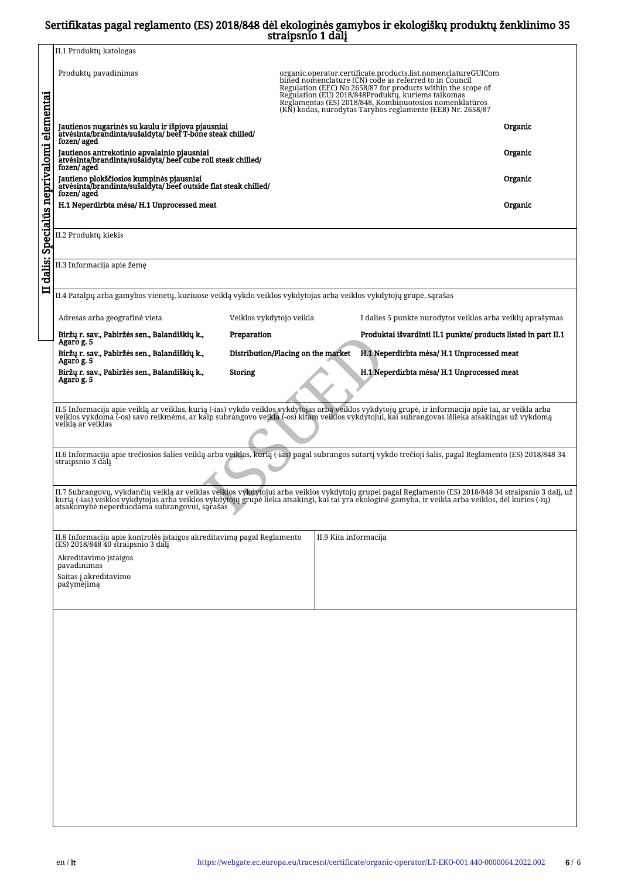# Sertifikatas pagal reglamento (ES) 2018/848 dėl ekologinės gamybos ir ekologiškų produktų ženklinimo 35 straipsnio 1 dalį

II dalis: Specialūs neprivalomi elementai

## II.1 Produktų katalogas

| Produktų pavadinimas | organic.operator.certificate.products.list.nomenclatureGUICombined nomenclature (CN) code as referred to in Council Regulation (EEC) No 2658/87 for products within the scope of Regulation (EU) 2018/848Produktų, kuriems taikomas Reglamentas (ES) 2018/848, Kombinuotosios nomenklatūros (KN) kodas, nurodytas Tarybos reglamente (EEB) Nr. 2658/87 | |
|---|---|---|
| **Jautienos nugarinės su kaulu ir išpjova pjausniai atvėsinta/brandinta/sušaldyta/ beef T-bone steak chilled/ fozen/ aged** | | **Organic** |
| **Jautienos antrekotinio apvalainio pjausniai atvėsinta/brandinta/sušaldyta/ beef cube roll steak chilled/ fozen/ aged** | | **Organic** |
| **Jautieno plokščiosios kumpinės pjausniai atvėsinta/brandinta/sušaldyta/ beef outside flat steak chilled/ fozen/ aged** | | **Organic** |
| **H.1 Neperdirbta mėsa/ H.1 Unprocessed meat** | | **Organic** |

## II.2 Produktų kiekis

## II.3 Informacija apie žemę

## II.4 Patalpų arba gamybos vienetų, kuriuose veiklą vykdo veiklos vykdytojas arba veiklos vykdytojų grupė, sąrašas

| Adresas arba geografinė vieta | Veiklos vykdytojo veikla | I dalies 5 punkte nurodytos veiklos arba veiklų aprašymas |
|---|---|---|
| **Biržų r. sav., Pabiržės sen., Balandiškių k., Agaro g. 5** | **Preparation** | **Produktai išvardinti II.1 punkte/ products listed in part II.1** |
| **Biržų r. sav., Pabiržės sen., Balandiškių k., Agaro g. 5** | **Distribution/Placing on the market** | **H.1 Neperdirbta mėsa/ H.1 Unprocessed meat** |
| **Biržų r. sav., Pabiržės sen., Balandiškių k., Agaro g. 5** | **Storing** | **H.1 Neperdirbta mėsa/ H.1 Unprocessed meat** |

## II.5 Informacija apie veiklą ar veiklas, kurią (-ias) vykdo veiklos vykdytojas arba veiklos vykdytojų grupė, ir informacija apie tai, ar veikla arba veiklos vykdoma (-os) savo reikmėms, ar kaip subrangovo veikla (-os) kitam veiklos vykdytojui, kai subrangovas išlieka atsakingas už vykdomą veiklą ar veiklas

## II.6 Informacija apie trečiosios šalies veiklą arba veiklas, kurią (-ias) pagal subrangos sutartį vykdo trečioji šalis, pagal Reglamento (ES) 2018/848 34 straipsnio 3 dalį

## II.7 Subrangovų, vykdančių veiklą ar veiklas veiklos vykdytojui arba veiklos vykdytojų grupei pagal Reglamento (ES) 2018/848 34 straipsnio 3 dalį, už kurią (-ias) veiklos vykdytojas arba veiklos vykdytojų grupė lieka atsakingi, kai tai yra ekologinė gamyba, ir veikla arba veiklos, dėl kurios (-ių) atsakomybė neperduodama subrangovui, sąrašas

## II.8 Informacija apie kontrolės įstaigos akreditavimą pagal Reglamento (ES) 2018/848 40 straipsnio 3 dalį

Akreditavimo įstaigos pavadinimas

Saitas į akreditavimo pažymėjimą

## II.9 Kita informacija

en / **lt**

https://webgate.ec.europa.eu/tracesnt/certificate/organic-operator/LT-EKO-001.440-0000064.2022.002